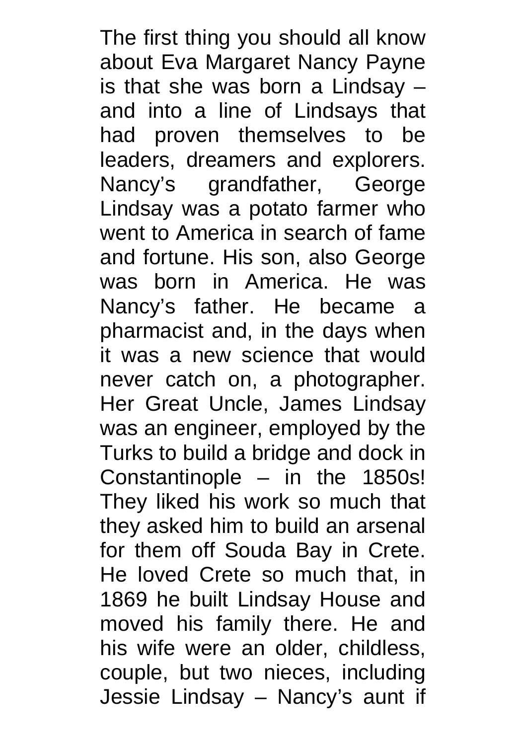The first thing you should all know about Eva Margaret Nancy Payne is that she was born a Lindsay – and into a line of Lindsays that had proven themselves to be leaders, dreamers and explorers. Nancy's grandfather, George Lindsay was a potato farmer who went to America in search of fame and fortune. His son, also George was born in America. He was Nancy's father. He became a pharmacist and, in the days when it was a new science that would never catch on, a photographer. Her Great Uncle, James Lindsay was an engineer, employed by the Turks to build a bridge and dock in Constantinople – in the 1850s! They liked his work so much that they asked him to build an arsenal for them off Souda Bay in Crete. He loved Crete so much that, in 1869 he built Lindsay House and moved his family there. He and his wife were an older, childless, couple, but two nieces, including Jessie Lindsay – Nancy's aunt if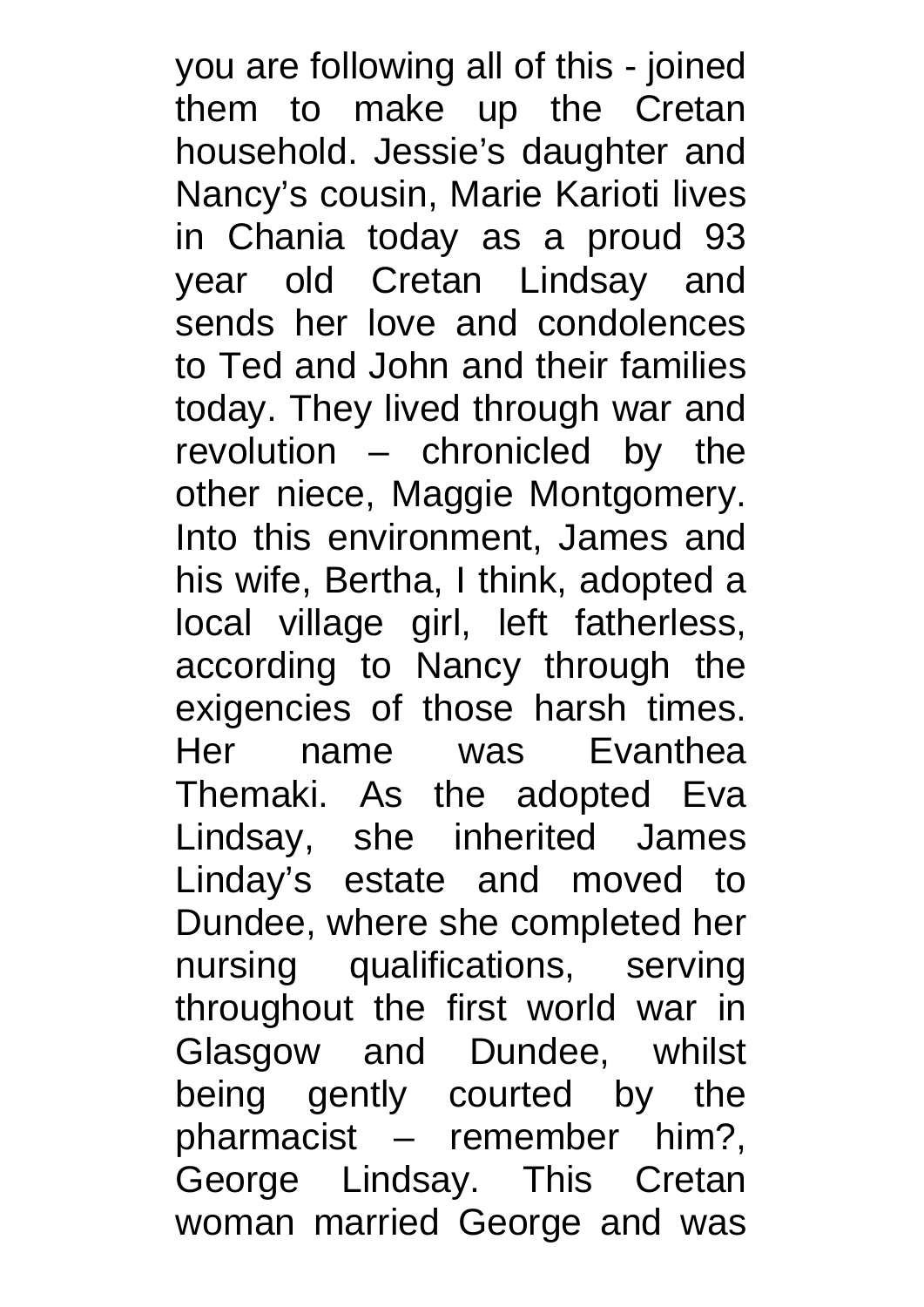you are following all of this - joined them to make up the Cretan household. Jessie’s daughter and Nancy’s cousin, Marie Karioti lives in Chania today as a proud 93 year old Cretan Lindsay and sends her love and condolences to Ted and John and their families today. They lived through war and revolution – chronicled by the other niece, Maggie Montgomery. Into this environment, James and his wife, Bertha, I think, adopted a local village girl, left fatherless, according to Nancy through the exigencies of those harsh times. Her name was Evanthea Themaki. As the adopted Eva Lindsay, she inherited James Linday’s estate and moved to Dundee, where she completed her nursing qualifications, serving throughout the first world war in Glasgow and Dundee, whilst being gently courted by the pharmacist – remember him?, George Lindsay. This Cretan woman married George and was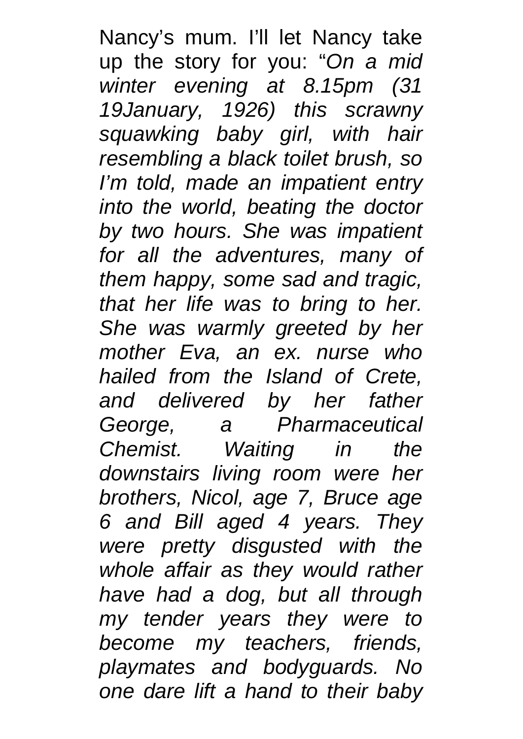Nancy's mum. I'll let Nancy take up the story for you: "*On a mid winter evening at 8.15pm (31 19January, 1926) this scrawny squawking baby girl, with hair resembling a black toilet brush, so I'm told, made an impatient entry into the world, beating the doctor by two hours. She was impatient for all the adventures, many of them happy, some sad and tragic, that her life was to bring to her. She was warmly greeted by her mother Eva, an ex. nurse who hailed from the Island of Crete, and delivered by her father George, a Pharmaceutical Chemist. Waiting in the downstairs living room were her brothers, Nicol, age 7, Bruce age 6 and Bill aged 4 years. They were pretty disgusted with the whole affair as they would rather have had a dog, but all through my tender years they were to become my teachers, friends, playmates and bodyguards. No one dare lift a hand to their baby*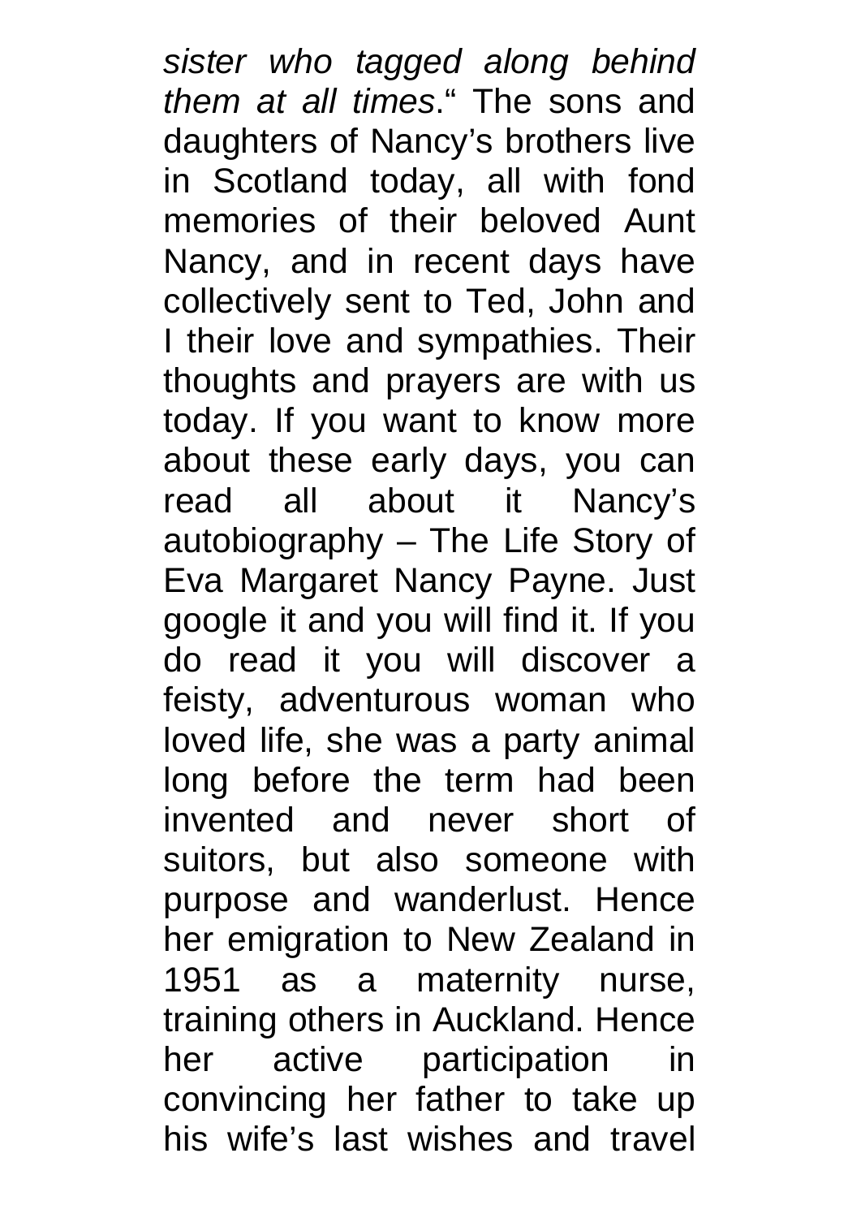*sister who tagged along behind them at all times*." The sons and daughters of Nancy's brothers live in Scotland today, all with fond memories of their beloved Aunt Nancy, and in recent days have collectively sent to Ted, John and I their love and sympathies. Their thoughts and prayers are with us today. If you want to know more about these early days, you can read all about it Nancy's autobiography – The Life Story of Eva Margaret Nancy Payne. Just google it and you will find it. If you do read it you will discover a feisty, adventurous woman who loved life, she was a party animal long before the term had been invented and never short of suitors, but also someone with purpose and wanderlust. Hence her emigration to New Zealand in 1951 as a maternity nurse, training others in Auckland. Hence her active participation in convincing her father to take up his wife's last wishes and travel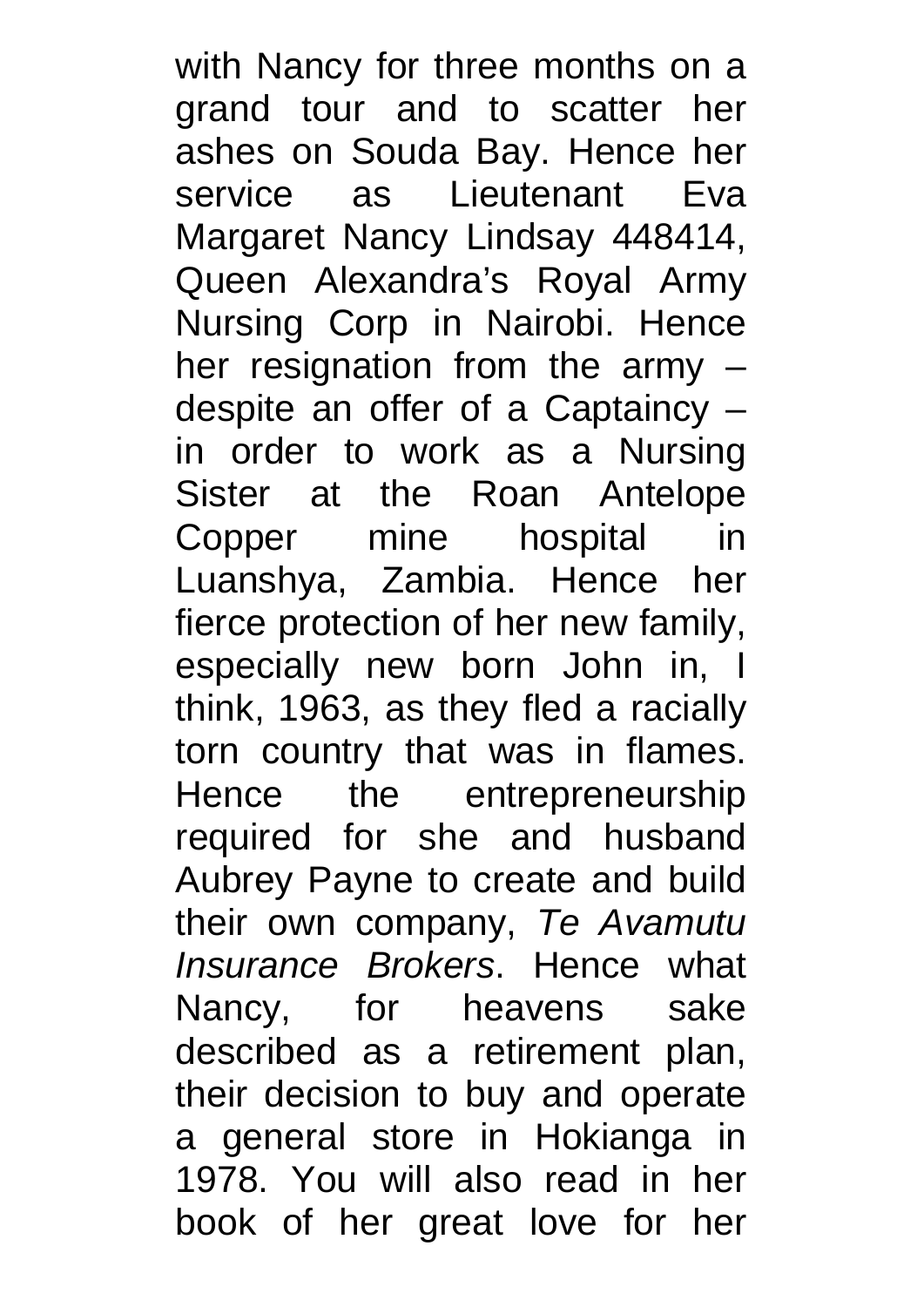with Nancy for three months on a grand tour and to scatter her ashes on Souda Bay. Hence her service as Lieutenant Eva Margaret Nancy Lindsay 448414, Queen Alexandra's Royal Army Nursing Corp in Nairobi. Hence her resignation from the army – despite an offer of a Captaincy – in order to work as a Nursing Sister at the Roan Antelope Copper mine hospital in Luanshya, Zambia. Hence her fierce protection of her new family, especially new born John in, I think, 1963, as they fled a racially torn country that was in flames. Hence the entrepreneurship required for she and husband Aubrey Payne to create and build their own company, *Te Avamutu Insurance Brokers*. Hence what Nancy, for heavens sake described as a retirement plan, their decision to buy and operate a general store in Hokianga in 1978. You will also read in her book of her great love for her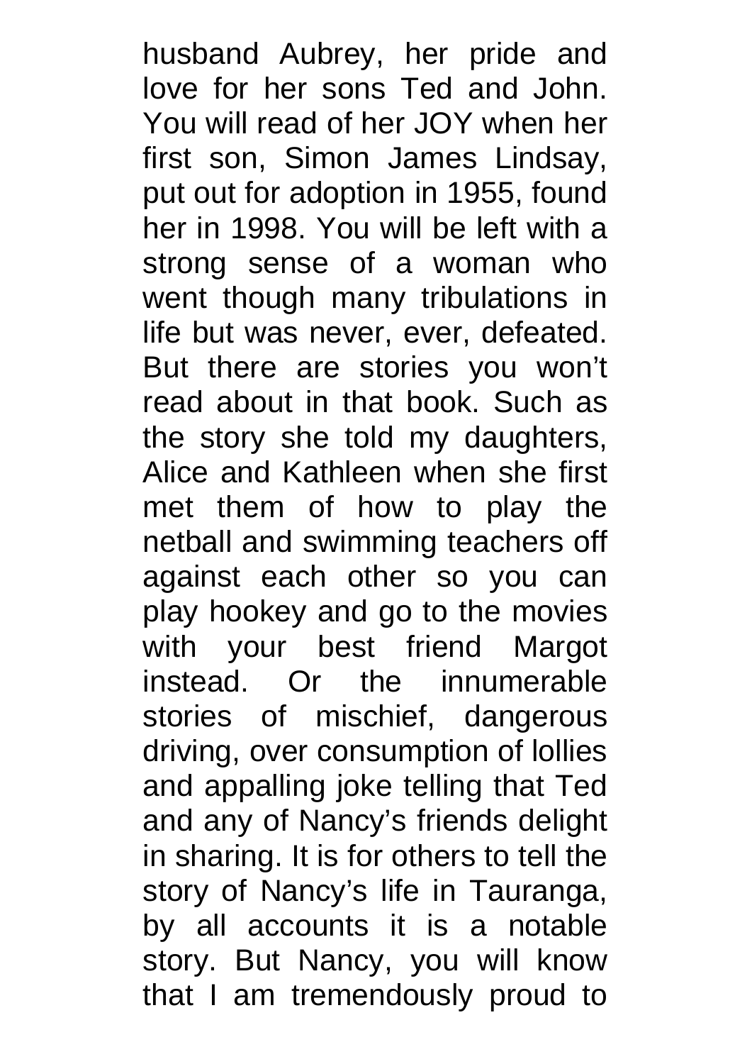husband Aubrey, her pride and love for her sons Ted and John. You will read of her JOY when her first son, Simon James Lindsay, put out for adoption in 1955, found her in 1998. You will be left with a strong sense of a woman who went though many tribulations in life but was never, ever, defeated. But there are stories you won't read about in that book. Such as the story she told my daughters, Alice and Kathleen when she first met them of how to play the netball and swimming teachers off against each other so you can play hookey and go to the movies with your best friend Margot instead. Or the innumerable stories of mischief, dangerous driving, over consumption of lollies and appalling joke telling that Ted and any of Nancy's friends delight in sharing. It is for others to tell the story of Nancy's life in Tauranga, by all accounts it is a notable story. But Nancy, you will know that I am tremendously proud to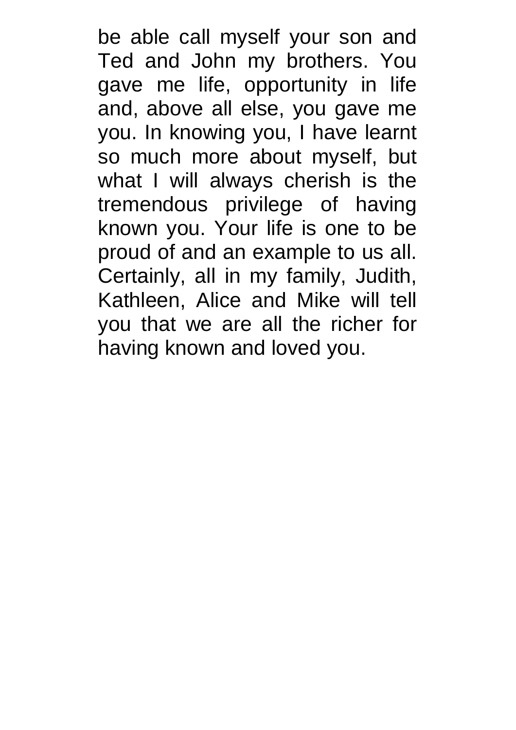be able call myself your son and Ted and John my brothers. You gave me life, opportunity in life and, above all else, you gave me you. In knowing you, I have learnt so much more about myself, but what I will always cherish is the tremendous privilege of having known you. Your life is one to be proud of and an example to us all. Certainly, all in my family, Judith, Kathleen, Alice and Mike will tell you that we are all the richer for having known and loved you.